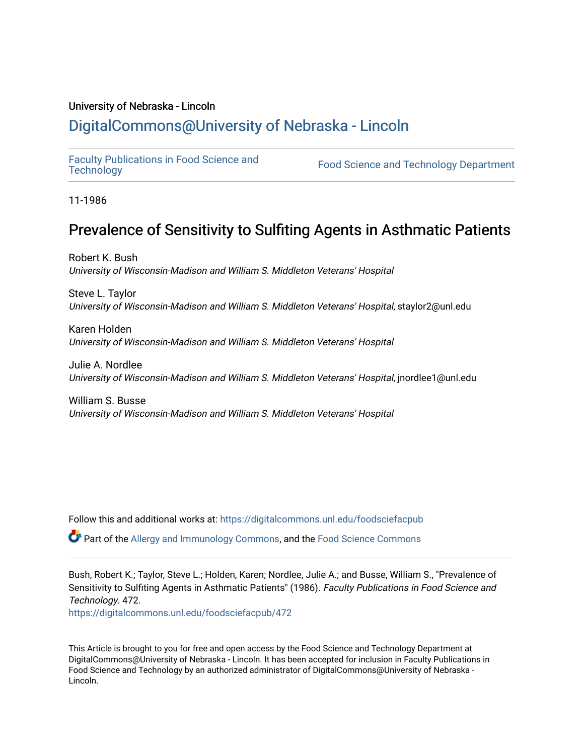University of Nebraska - Lincoln

## DigitalCommons@University of Nebraska - Lincoln

Faculty Publications in Food Science and Technology | Food Science and Technology Department

11-1986

# Prevalence of Sensitivity to Sulfiting Agents in Asthmatic Patients

Robert K. Bush
*University of Wisconsin-Madison and William S. Middleton Veterans' Hospital*

Steve L. Taylor
*University of Wisconsin-Madison and William S. Middleton Veterans' Hospital*, staylor2@unl.edu

Karen Holden
*University of Wisconsin-Madison and William S. Middleton Veterans' Hospital*

Julie A. Nordlee
*University of Wisconsin-Madison and William S. Middleton Veterans' Hospital*, jnordlee1@unl.edu

William S. Busse
*University of Wisconsin-Madison and William S. Middleton Veterans' Hospital*

Follow this and additional works at: https://digitalcommons.unl.edu/foodsciefacpub

Part of the Allergy and Immunology Commons, and the Food Science Commons

Bush, Robert K.; Taylor, Steve L.; Holden, Karen; Nordlee, Julie A.; and Busse, William S., "Prevalence of Sensitivity to Sulfiting Agents in Asthmatic Patients" (1986). *Faculty Publications in Food Science and Technology*. 472.
https://digitalcommons.unl.edu/foodsciefacpub/472

This Article is brought to you for free and open access by the Food Science and Technology Department at DigitalCommons@University of Nebraska - Lincoln. It has been accepted for inclusion in Faculty Publications in Food Science and Technology by an authorized administrator of DigitalCommons@University of Nebraska - Lincoln.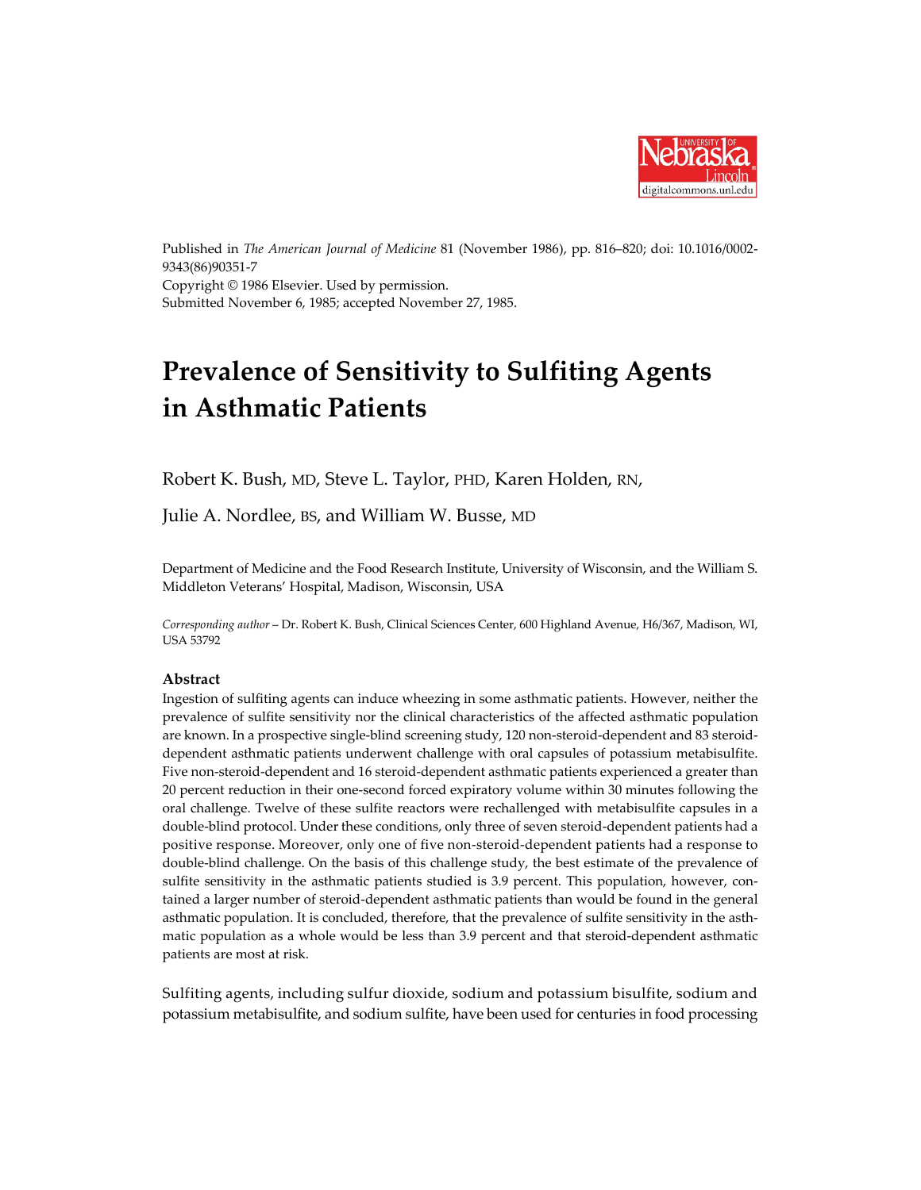Published in *The American Journal of Medicine* 81 (November 1986), pp. 816–820; doi: 10.1016/0002-9343(86)90351-7
Copyright © 1986 Elsevier. Used by permission.
Submitted November 6, 1985; accepted November 27, 1985.

# Prevalence of Sensitivity to Sulfiting Agents in Asthmatic Patients

Robert K. Bush, MD, Steve L. Taylor, PHD, Karen Holden, RN, Julie A. Nordlee, BS, and William W. Busse, MD

Department of Medicine and the Food Research Institute, University of Wisconsin, and the William S. Middleton Veterans' Hospital, Madison, Wisconsin, USA

*Corresponding author* – Dr. Robert K. Bush, Clinical Sciences Center, 600 Highland Avenue, H6/367, Madison, WI, USA 53792

### Abstract

Ingestion of sulfiting agents can induce wheezing in some asthmatic patients. However, neither the prevalence of sulfite sensitivity nor the clinical characteristics of the affected asthmatic population are known. In a prospective single-blind screening study, 120 non-steroid-dependent and 83 steroid-dependent asthmatic patients underwent challenge with oral capsules of potassium metabisulfite. Five non-steroid-dependent and 16 steroid-dependent asthmatic patients experienced a greater than 20 percent reduction in their one-second forced expiratory volume within 30 minutes following the oral challenge. Twelve of these sulfite reactors were rechallenged with metabisulfite capsules in a double-blind protocol. Under these conditions, only three of seven steroid-dependent patients had a positive response. Moreover, only one of five non-steroid-dependent patients had a response to double-blind challenge. On the basis of this challenge study, the best estimate of the prevalence of sulfite sensitivity in the asthmatic patients studied is 3.9 percent. This population, however, contained a larger number of steroid-dependent asthmatic patients than would be found in the general asthmatic population. It is concluded, therefore, that the prevalence of sulfite sensitivity in the asthmatic population as a whole would be less than 3.9 percent and that steroid-dependent asthmatic patients are most at risk.

Sulfiting agents, including sulfur dioxide, sodium and potassium bisulfite, sodium and potassium metabisulfite, and sodium sulfite, have been used for centuries in food processing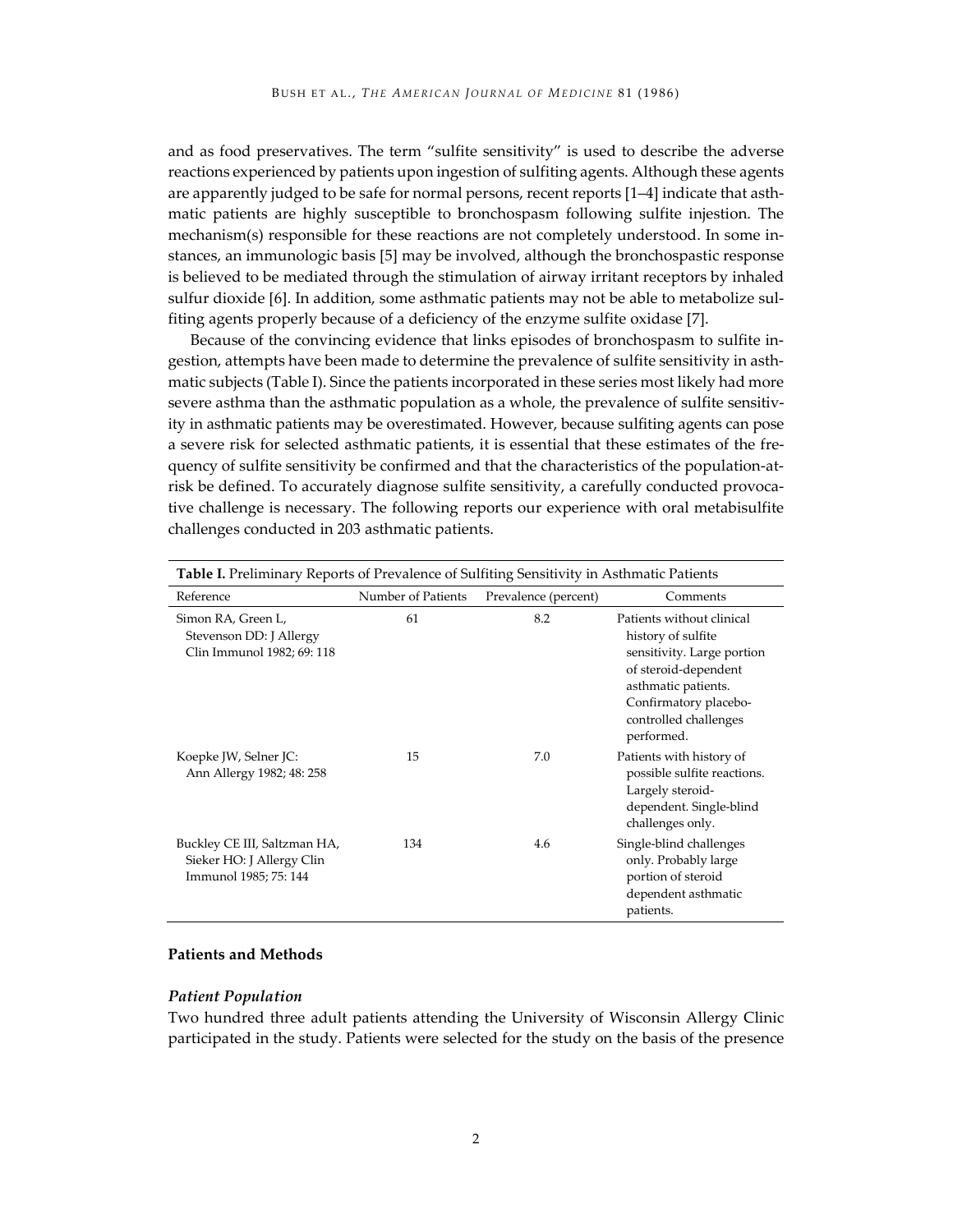and as food preservatives. The term "sulfite sensitivity" is used to describe the adverse reactions experienced by patients upon ingestion of sulfiting agents. Although these agents are apparently judged to be safe for normal persons, recent reports [1–4] indicate that asthmatic patients are highly susceptible to bronchospasm following sulfite injestion. The mechanism(s) responsible for these reactions are not completely understood. In some instances, an immunologic basis [5] may be involved, although the bronchospastic response is believed to be mediated through the stimulation of airway irritant receptors by inhaled sulfur dioxide [6]. In addition, some asthmatic patients may not be able to metabolize sulfiting agents properly because of a deficiency of the enzyme sulfite oxidase [7].

Because of the convincing evidence that links episodes of bronchospasm to sulfite ingestion, attempts have been made to determine the prevalence of sulfite sensitivity in asthmatic subjects (Table I). Since the patients incorporated in these series most likely had more severe asthma than the asthmatic population as a whole, the prevalence of sulfite sensitivity in asthmatic patients may be overestimated. However, because sulfiting agents can pose a severe risk for selected asthmatic patients, it is essential that these estimates of the frequency of sulfite sensitivity be confirmed and that the characteristics of the population-at-risk be defined. To accurately diagnose sulfite sensitivity, a carefully conducted provocative challenge is necessary. The following reports our experience with oral metabisulfite challenges conducted in 203 asthmatic patients.

**Table I.** Preliminary Reports of Prevalence of Sulfiting Sensitivity in Asthmatic Patients

| Reference | Number of Patients | Prevalence (percent) | Comments |
|---|---|---|---|
| Simon RA, Green L, Stevenson DD: J Allergy Clin Immunol 1982; 69: 118 | 61 | 8.2 | Patients without clinical history of sulfite sensitivity. Large portion of steroid-dependent asthmatic patients. Confirmatory placebo-controlled challenges performed. |
| Koepke JW, Selner JC: Ann Allergy 1982; 48: 258 | 15 | 7.0 | Patients with history of possible sulfite reactions. Largely steroid-dependent. Single-blind challenges only. |
| Buckley CE III, Saltzman HA, Sieker HO: J Allergy Clin Immunol 1985; 75: 144 | 134 | 4.6 | Single-blind challenges only. Probably large portion of steroid dependent asthmatic patients. |

## Patients and Methods

### *Patient Population*

Two hundred three adult patients attending the University of Wisconsin Allergy Clinic participated in the study. Patients were selected for the study on the basis of the presence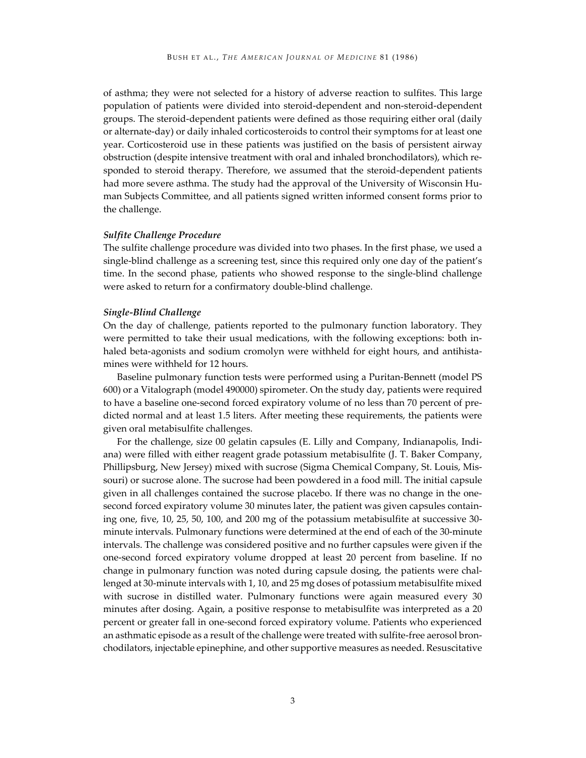of asthma; they were not selected for a history of adverse reaction to sulfites. This large population of patients were divided into steroid-dependent and non-steroid-dependent groups. The steroid-dependent patients were defined as those requiring either oral (daily or alternate-day) or daily inhaled corticosteroids to control their symptoms for at least one year. Corticosteroid use in these patients was justified on the basis of persistent airway obstruction (despite intensive treatment with oral and inhaled bronchodilators), which responded to steroid therapy. Therefore, we assumed that the steroid-dependent patients had more severe asthma. The study had the approval of the University of Wisconsin Human Subjects Committee, and all patients signed written informed consent forms prior to the challenge.

### *Sulfite Challenge Procedure*

The sulfite challenge procedure was divided into two phases. In the first phase, we used a single-blind challenge as a screening test, since this required only one day of the patient's time. In the second phase, patients who showed response to the single-blind challenge were asked to return for a confirmatory double-blind challenge.

### *Single-Blind Challenge*

On the day of challenge, patients reported to the pulmonary function laboratory. They were permitted to take their usual medications, with the following exceptions: both inhaled beta-agonists and sodium cromolyn were withheld for eight hours, and antihistamines were withheld for 12 hours.

Baseline pulmonary function tests were performed using a Puritan-Bennett (model PS 600) or a Vitalograph (model 490000) spirometer. On the study day, patients were required to have a baseline one-second forced expiratory volume of no less than 70 percent of predicted normal and at least 1.5 liters. After meeting these requirements, the patients were given oral metabisulfite challenges.

For the challenge, size 00 gelatin capsules (E. Lilly and Company, Indianapolis, Indiana) were filled with either reagent grade potassium metabisulfite (J. T. Baker Company, Phillipsburg, New Jersey) mixed with sucrose (Sigma Chemical Company, St. Louis, Missouri) or sucrose alone. The sucrose had been powdered in a food mill. The initial capsule given in all challenges contained the sucrose placebo. If there was no change in the one-second forced expiratory volume 30 minutes later, the patient was given capsules containing one, five, 10, 25, 50, 100, and 200 mg of the potassium metabisulfite at successive 30-minute intervals. Pulmonary functions were determined at the end of each of the 30-minute intervals. The challenge was considered positive and no further capsules were given if the one-second forced expiratory volume dropped at least 20 percent from baseline. If no change in pulmonary function was noted during capsule dosing, the patients were challenged at 30-minute intervals with 1, 10, and 25 mg doses of potassium metabisulfite mixed with sucrose in distilled water. Pulmonary functions were again measured every 30 minutes after dosing. Again, a positive response to metabisulfite was interpreted as a 20 percent or greater fall in one-second forced expiratory volume. Patients who experienced an asthmatic episode as a result of the challenge were treated with sulfite-free aerosol bronchodilators, injectable epinephine, and other supportive measures as needed. Resuscitative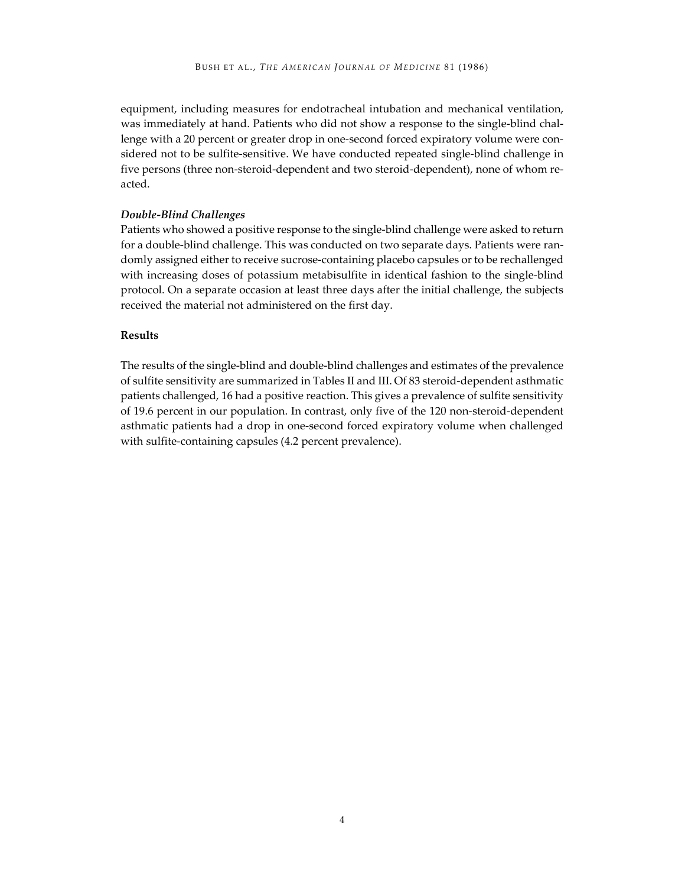equipment, including measures for endotracheal intubation and mechanical ventilation, was immediately at hand. Patients who did not show a response to the single-blind challenge with a 20 percent or greater drop in one-second forced expiratory volume were considered not to be sulfite-sensitive. We have conducted repeated single-blind challenge in five persons (three non-steroid-dependent and two steroid-dependent), none of whom reacted.

### *Double-Blind Challenges*

Patients who showed a positive response to the single-blind challenge were asked to return for a double-blind challenge. This was conducted on two separate days. Patients were randomly assigned either to receive sucrose-containing placebo capsules or to be rechallenged with increasing doses of potassium metabisulfite in identical fashion to the single-blind protocol. On a separate occasion at least three days after the initial challenge, the subjects received the material not administered on the first day.

## Results

The results of the single-blind and double-blind challenges and estimates of the prevalence of sulfite sensitivity are summarized in Tables II and III. Of 83 steroid-dependent asthmatic patients challenged, 16 had a positive reaction. This gives a prevalence of sulfite sensitivity of 19.6 percent in our population. In contrast, only five of the 120 non-steroid-dependent asthmatic patients had a drop in one-second forced expiratory volume when challenged with sulfite-containing capsules (4.2 percent prevalence).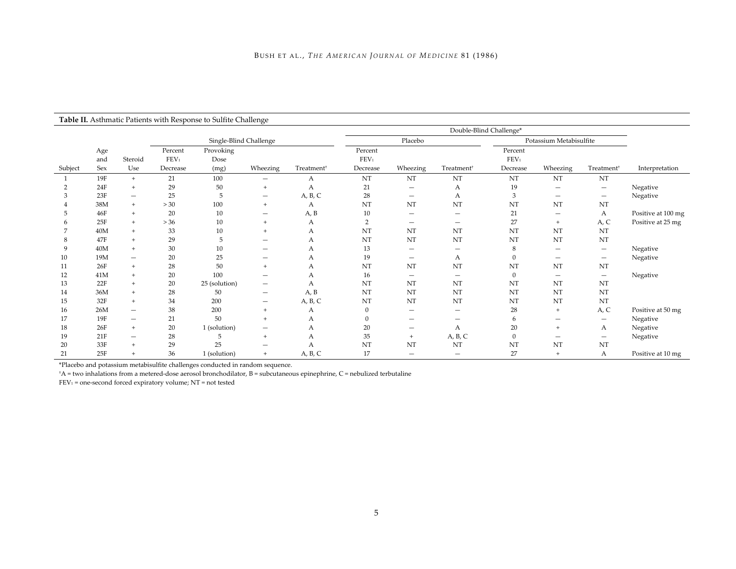**Table II.** Asthmatic Patients with Response to Sulfite Challenge

| | | | Single-Blind Challenge | | | | Double-Blind Challenge* | | | | | | |
|---|---|---|---|---|---|---|---|---|---|---|---|---|---|
| | | | | | | | Placebo | | | Potassium Metabisulfite | | | |
| Subject | Age and Sex | Steroid Use | Percent $FEV_1$ Decrease | Provoking Dose (mg) | Wheezing | Treatment† | Percent $FEV_1$ Decrease | Wheezing | Treatment† | Percent $FEV_1$ Decrease | Wheezing | Treatment† | Interpretation |
| 1 | 19F | + | 21 | 100 | — | A | NT | NT | NT | NT | NT | NT | |
| 2 | 24F | + | 29 | 50 | + | A | 21 | — | A | 19 | — | — | Negative |
| 3 | 23F | — | 25 | 5 | — | A, B, C | 28 | — | A | 3 | — | — | Negative |
| 4 | 38M | + | > 30 | 100 | + | A | NT | NT | NT | NT | NT | NT | |
| 5 | 46F | + | 20 | 10 | — | A, B | 10 | — | — | 21 | — | A | Positive at 100 mg |
| 6 | 25F | + | > 36 | 10 | + | A | 2 | — | — | 27 | + | A, C | Positive at 25 mg |
| 7 | 40M | + | 33 | 10 | + | A | NT | NT | NT | NT | NT | NT | |
| 8 | 47F | + | 29 | 5 | — | A | NT | NT | NT | NT | NT | NT | |
| 9 | 40M | + | 30 | 10 | — | A | 13 | — | — | 8 | — | — | Negative |
| 10 | 19M | — | 20 | 25 | — | A | 19 | — | A | 0 | — | — | Negative |
| 11 | 26F | + | 28 | 50 | + | A | NT | NT | NT | NT | NT | NT | |
| 12 | 41M | + | 20 | 100 | — | A | 16 | — | — | 0 | — | — | Negative |
| 13 | 22F | + | 20 | 25 (solution) | — | A | NT | NT | NT | NT | NT | NT | |
| 14 | 36M | + | 28 | 50 | — | A, B | NT | NT | NT | NT | NT | NT | |
| 15 | 32F | + | 34 | 200 | — | A, B, C | NT | NT | NT | NT | NT | NT | |
| 16 | 26M | — | 38 | 200 | + | A | 0 | — | — | 28 | + | A, C | Positive at 50 mg |
| 17 | 19F | — | 21 | 50 | + | A | 0 | — | — | 6 | — | — | Negative |
| 18 | 26F | + | 20 | 1 (solution) | — | A | 20 | — | A | 20 | + | A | Negative |
| 19 | 21F | — | 28 | 5 | + | A | 35 | + | A, B, C | 0 | — | — | Negative |
| 20 | 33F | + | 29 | 25 | — | A | NT | NT | NT | NT | NT | NT | |
| 21 | 25F | + | 36 | 1 (solution) | + | A, B, C | 17 | — | — | 27 | + | A | Positive at 10 mg |

*Placebo and potassium metabisulfite challenges conducted in random sequence.

†A = two inhalations from a metered-dose aerosol bronchodilator, B = subcutaneous epinephrine, C = nebulized terbutaline

$FEV_1$ = one-second forced expiratory volume; NT = not tested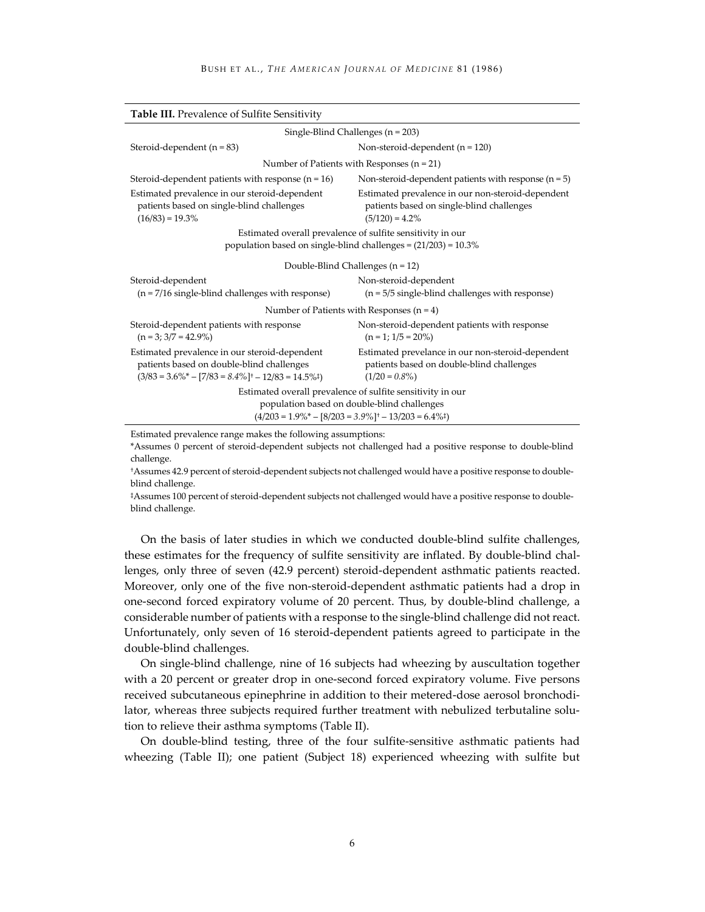**Table III.** Prevalence of Sulfite Sensitivity

| Single-Blind Challenges (n = 203) | |
|---|---|
| Steroid-dependent (n = 83) | Non-steroid-dependent (n = 120) |
| Number of Patients with Responses (n = 21) | |
| Steroid-dependent patients with response (n = 16) | Non-steroid-dependent patients with response (n = 5) |
| Estimated prevalence in our steroid-dependent patients based on single-blind challenges (16/83) = 19.3% | Estimated prevalence in our non-steroid-dependent patients based on single-blind challenges (5/120) = 4.2% |
| Estimated overall prevalence of sulfite sensitivity in our population based on single-blind challenges = (21/203) = 10.3% | |
| **Double-Blind Challenges (n = 12)** | |
| Steroid-dependent (n = 7/16 single-blind challenges with response) | Non-steroid-dependent (n = 5/5 single-blind challenges with response) |
| Number of Patients with Responses (n = 4) | |
| Steroid-dependent patients with response (n = 3; 3/7 = 42.9%) | Non-steroid-dependent patients with response (n = 1; 1/5 = 20%) |
| Estimated prevalence in our steroid-dependent patients based on double-blind challenges (3/83 = 3.6%* – [7/83 = *8.4%*]† – 12/83 = 14.5%‡) | Estimated prevelance in our non-steroid-dependent patients based on double-blind challenges (1/20 = *0.8%*) |
| Estimated overall prevalence of sulfite sensitivity in our population based on double-blind challenges (4/203 = 1.9%* – [8/203 = *3.9%*]† – 13/203 = 6.4%‡) | |

Estimated prevalence range makes the following assumptions:

*Assumes 0 percent of steroid-dependent subjects not challenged had a positive response to double-blind challenge.

†Assumes 42.9 percent of steroid-dependent subjects not challenged would have a positive response to double-blind challenge.

‡Assumes 100 percent of steroid-dependent subjects not challenged would have a positive response to double-blind challenge.

On the basis of later studies in which we conducted double-blind sulfite challenges, these estimates for the frequency of sulfite sensitivity are inflated. By double-blind challenges, only three of seven (42.9 percent) steroid-dependent asthmatic patients reacted. Moreover, only one of the five non-steroid-dependent asthmatic patients had a drop in one-second forced expiratory volume of 20 percent. Thus, by double-blind challenge, a considerable number of patients with a response to the single-blind challenge did not react. Unfortunately, only seven of 16 steroid-dependent patients agreed to participate in the double-blind challenges.

On single-blind challenge, nine of 16 subjects had wheezing by auscultation together with a 20 percent or greater drop in one-second forced expiratory volume. Five persons received subcutaneous epinephrine in addition to their metered-dose aerosol bronchodilator, whereas three subjects required further treatment with nebulized terbutaline solution to relieve their asthma symptoms (Table II).

On double-blind testing, three of the four sulfite-sensitive asthmatic patients had wheezing (Table II); one patient (Subject 18) experienced wheezing with sulfite but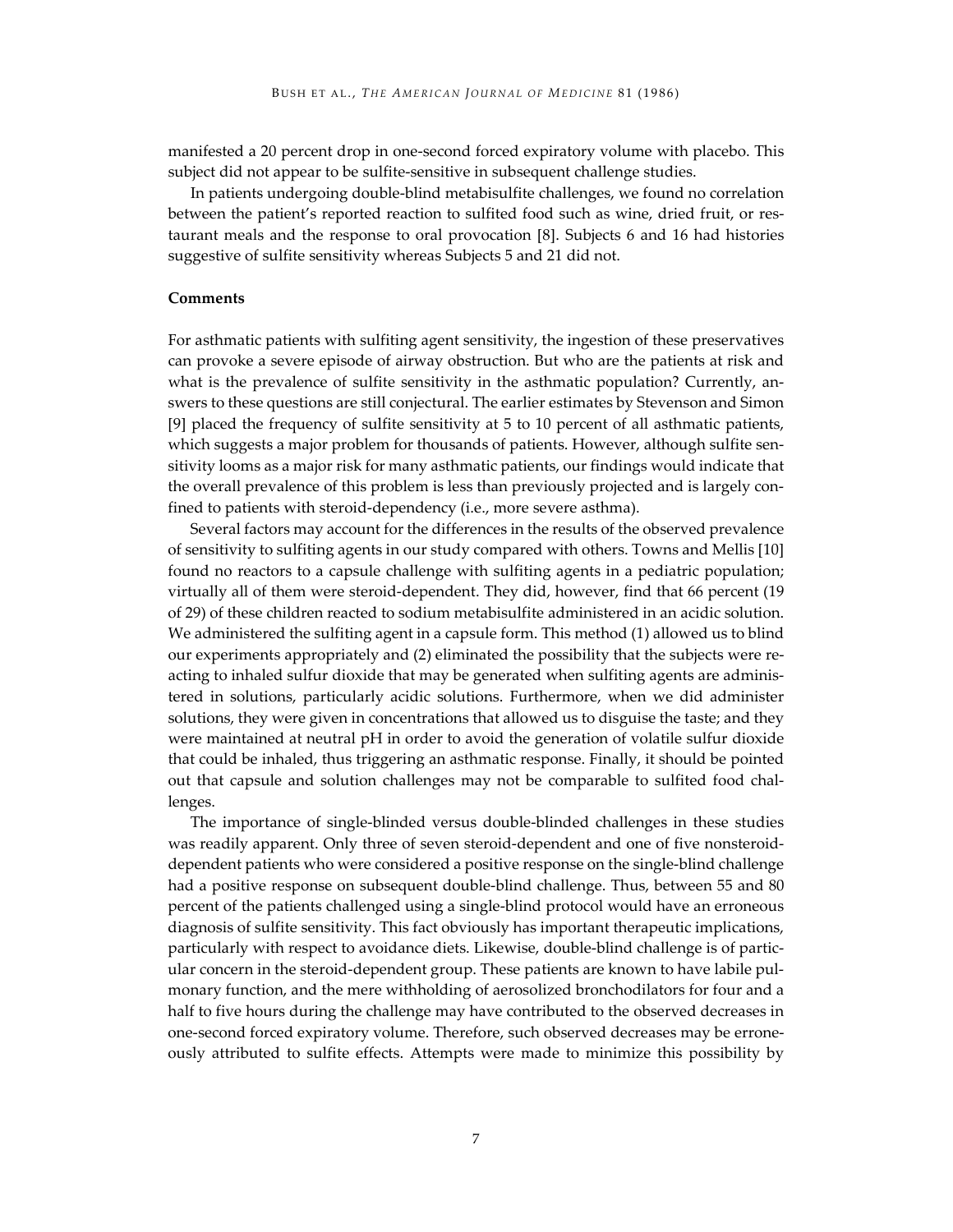manifested a 20 percent drop in one-second forced expiratory volume with placebo. This subject did not appear to be sulfite-sensitive in subsequent challenge studies.

In patients undergoing double-blind metabisulfite challenges, we found no correlation between the patient's reported reaction to sulfited food such as wine, dried fruit, or restaurant meals and the response to oral provocation [8]. Subjects 6 and 16 had histories suggestive of sulfite sensitivity whereas Subjects 5 and 21 did not.

### Comments

For asthmatic patients with sulfiting agent sensitivity, the ingestion of these preservatives can provoke a severe episode of airway obstruction. But who are the patients at risk and what is the prevalence of sulfite sensitivity in the asthmatic population? Currently, answers to these questions are still conjectural. The earlier estimates by Stevenson and Simon [9] placed the frequency of sulfite sensitivity at 5 to 10 percent of all asthmatic patients, which suggests a major problem for thousands of patients. However, although sulfite sensitivity looms as a major risk for many asthmatic patients, our findings would indicate that the overall prevalence of this problem is less than previously projected and is largely confined to patients with steroid-dependency (i.e., more severe asthma).

Several factors may account for the differences in the results of the observed prevalence of sensitivity to sulfiting agents in our study compared with others. Towns and Mellis [10] found no reactors to a capsule challenge with sulfiting agents in a pediatric population; virtually all of them were steroid-dependent. They did, however, find that 66 percent (19 of 29) of these children reacted to sodium metabisulfite administered in an acidic solution. We administered the sulfiting agent in a capsule form. This method (1) allowed us to blind our experiments appropriately and (2) eliminated the possibility that the subjects were reacting to inhaled sulfur dioxide that may be generated when sulfiting agents are administered in solutions, particularly acidic solutions. Furthermore, when we did administer solutions, they were given in concentrations that allowed us to disguise the taste; and they were maintained at neutral pH in order to avoid the generation of volatile sulfur dioxide that could be inhaled, thus triggering an asthmatic response. Finally, it should be pointed out that capsule and solution challenges may not be comparable to sulfited food challenges.

The importance of single-blinded versus double-blinded challenges in these studies was readily apparent. Only three of seven steroid-dependent and one of five nonsteroid-dependent patients who were considered a positive response on the single-blind challenge had a positive response on subsequent double-blind challenge. Thus, between 55 and 80 percent of the patients challenged using a single-blind protocol would have an erroneous diagnosis of sulfite sensitivity. This fact obviously has important therapeutic implications, particularly with respect to avoidance diets. Likewise, double-blind challenge is of particular concern in the steroid-dependent group. These patients are known to have labile pulmonary function, and the mere withholding of aerosolized bronchodilators for four and a half to five hours during the challenge may have contributed to the observed decreases in one-second forced expiratory volume. Therefore, such observed decreases may be erroneously attributed to sulfite effects. Attempts were made to minimize this possibility by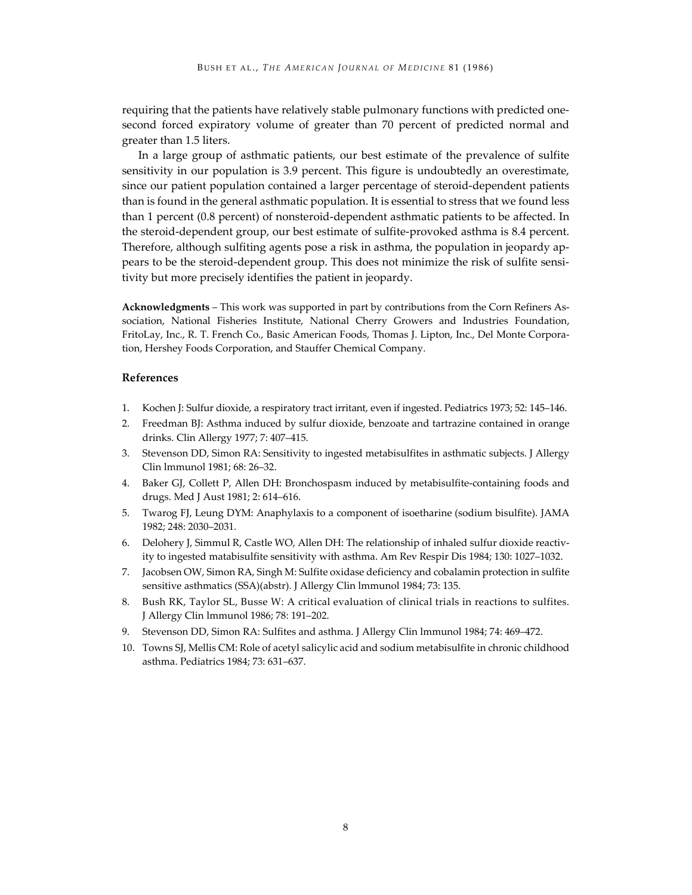requiring that the patients have relatively stable pulmonary functions with predicted one-second forced expiratory volume of greater than 70 percent of predicted normal and greater than 1.5 liters.

In a large group of asthmatic patients, our best estimate of the prevalence of sulfite sensitivity in our population is 3.9 percent. This figure is undoubtedly an overestimate, since our patient population contained a larger percentage of steroid-dependent patients than is found in the general asthmatic population. It is essential to stress that we found less than 1 percent (0.8 percent) of nonsteroid-dependent asthmatic patients to be affected. In the steroid-dependent group, our best estimate of sulfite-provoked asthma is 8.4 percent. Therefore, although sulfiting agents pose a risk in asthma, the population in jeopardy appears to be the steroid-dependent group. This does not minimize the risk of sulfite sensitivity but more precisely identifies the patient in jeopardy.

**Acknowledgments** – This work was supported in part by contributions from the Corn Refiners Association, National Fisheries Institute, National Cherry Growers and Industries Foundation, FritoLay, Inc., R. T. French Co., Basic American Foods, Thomas J. Lipton, Inc., Del Monte Corporation, Hershey Foods Corporation, and Stauffer Chemical Company.

## References

1. Kochen J: Sulfur dioxide, a respiratory tract irritant, even if ingested. Pediatrics 1973; 52: 145–146.
2. Freedman BJ: Asthma induced by sulfur dioxide, benzoate and tartrazine contained in orange drinks. Clin Allergy 1977; 7: 407–415.
3. Stevenson DD, Simon RA: Sensitivity to ingested metabisulfites in asthmatic subjects. J Allergy Clin lmmunol 1981; 68: 26–32.
4. Baker GJ, Collett P, Allen DH: Bronchospasm induced by metabisulfite-containing foods and drugs. Med J Aust 1981; 2: 614–616.
5. Twarog FJ, Leung DYM: Anaphylaxis to a component of isoetharine (sodium bisulfite). JAMA 1982; 248: 2030–2031.
6. Delohery J, Simmul R, Castle WO, Allen DH: The relationship of inhaled sulfur dioxide reactivity to ingested matabisulfite sensitivity with asthma. Am Rev Respir Dis 1984; 130: 1027–1032.
7. Jacobsen OW, Simon RA, Singh M: Sulfite oxidase deficiency and cobalamin protection in sulfite sensitive asthmatics (SSA)(abstr). J Allergy Clin lmmunol 1984; 73: 135.
8. Bush RK, Taylor SL, Busse W: A critical evaluation of clinical trials in reactions to sulfites. J Allergy Clin lmmunol 1986; 78: 191–202.
9. Stevenson DD, Simon RA: Sulfites and asthma. J Allergy Clin lmmunol 1984; 74: 469–472.
10. Towns SJ, Mellis CM: Role of acetyl salicylic acid and sodium metabisulfite in chronic childhood asthma. Pediatrics 1984; 73: 631–637.